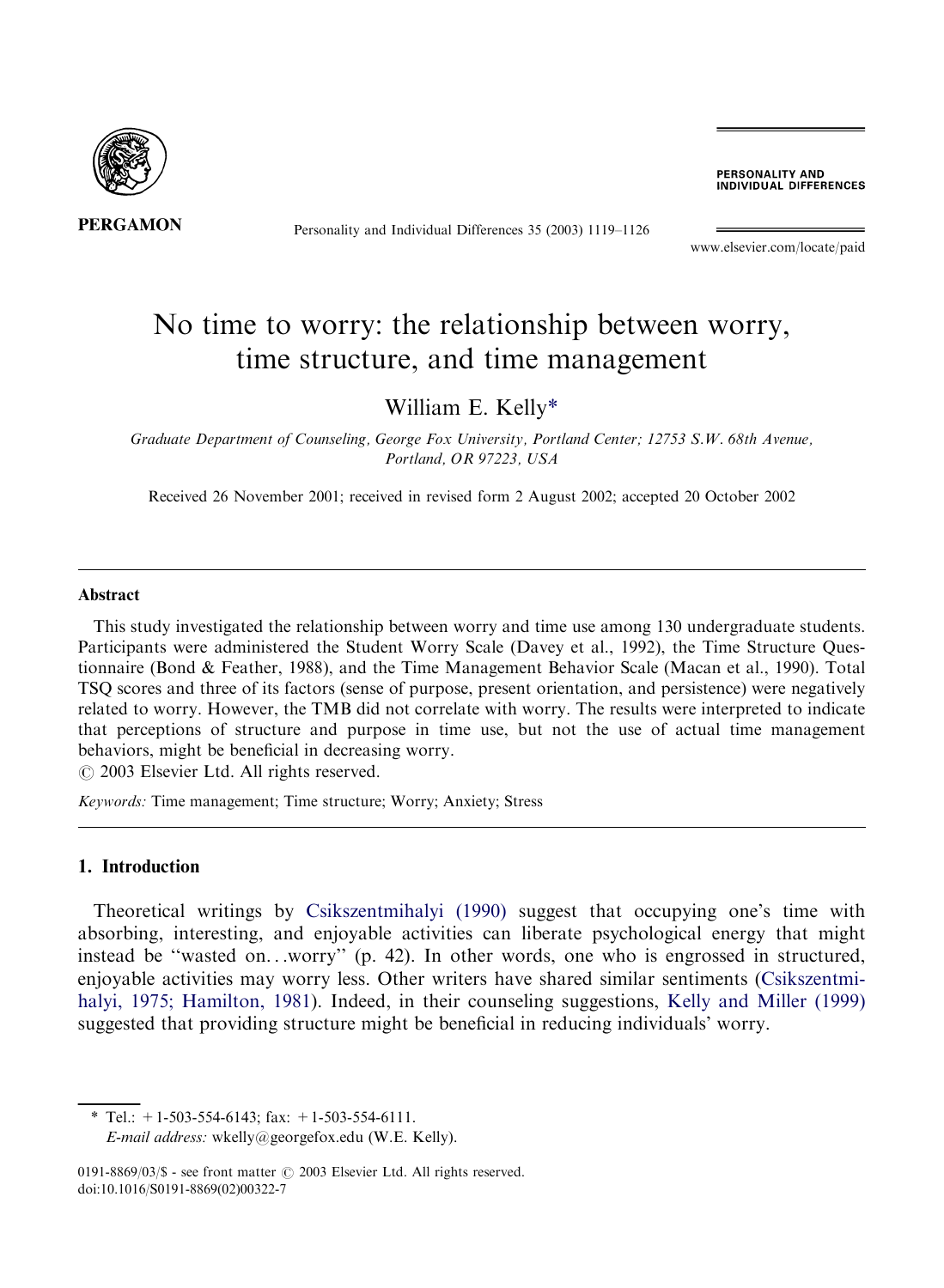# No time to worry: the relationship between worry, time structure, and time management

William E. Kelly*

*Graduate Department of Counseling, George Fox University, Portland Center; 12753 S.W. 68th Avenue, Portland, OR 97223, USA*

Received 26 November 2001; received in revised form 2 August 2002; accepted 20 October 2002

## Abstract

This study investigated the relationship between worry and time use among 130 undergraduate students. Participants were administered the Student Worry Scale (Davey et al., 1992), the Time Structure Questionnaire (Bond & Feather, 1988), and the Time Management Behavior Scale (Macan et al., 1990). Total TSQ scores and three of its factors (sense of purpose, present orientation, and persistence) were negatively related to worry. However, the TMB did not correlate with worry. The results were interpreted to indicate that perceptions of structure and purpose in time use, but not the use of actual time management behaviors, might be beneficial in decreasing worry.

© 2003 Elsevier Ltd. All rights reserved.

*Keywords:* Time management; Time structure; Worry; Anxiety; Stress

## 1. Introduction

Theoretical writings by Csikszentmihalyi (1990) suggest that occupying one's time with absorbing, interesting, and enjoyable activities can liberate psychological energy that might instead be ''wasted on…worry'' (p. 42). In other words, one who is engrossed in structured, enjoyable activities may worry less. Other writers have shared similar sentiments (Csikszentmihalyi, 1975; Hamilton, 1981). Indeed, in their counseling suggestions, Kelly and Miller (1999) suggested that providing structure might be beneficial in reducing individuals' worry.

\* Tel.: +1-503-554-6143; fax: +1-503-554-6111.
*E-mail address:* wkelly@georgefox.edu (W.E. Kelly).

0191-8869/03/$ - see front matter © 2003 Elsevier Ltd. All rights reserved.
doi:10.1016/S0191-8869(02)00322-7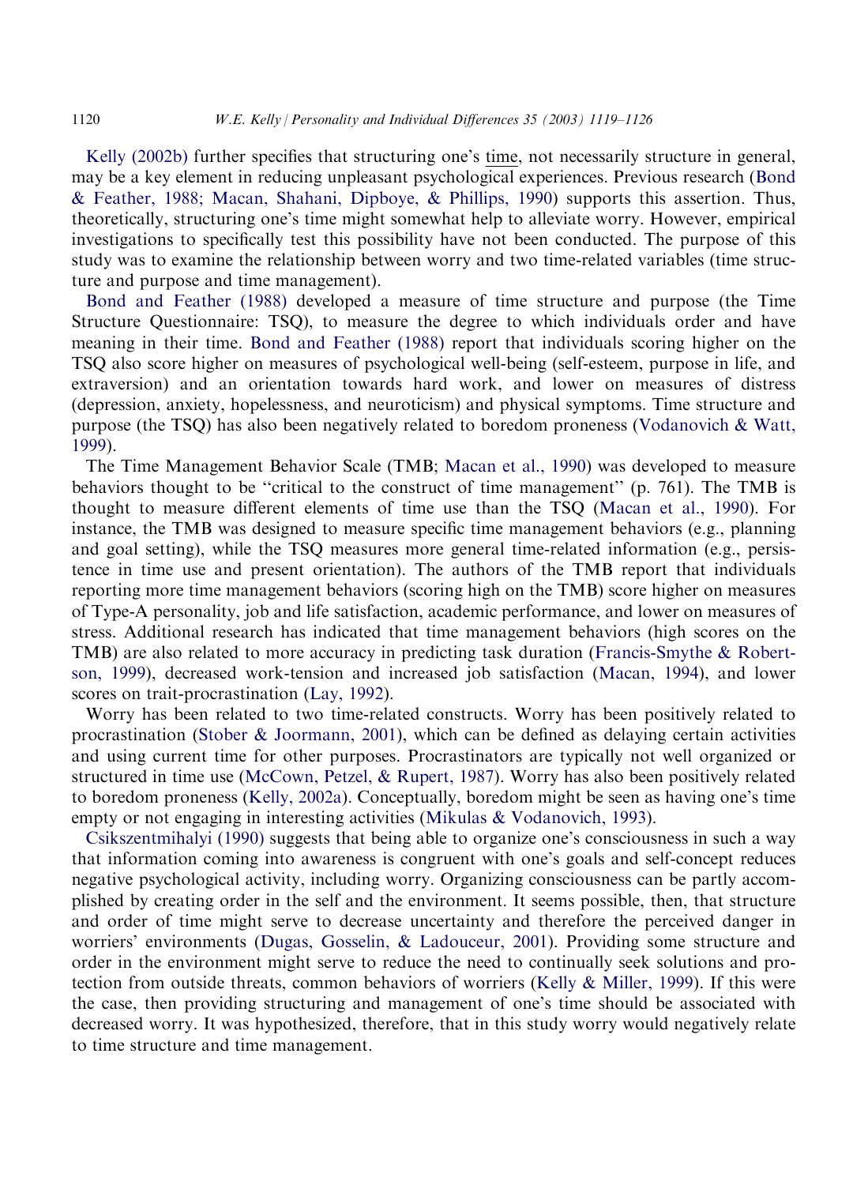Kelly (2002b) further specifies that structuring one's time, not necessarily structure in general, may be a key element in reducing unpleasant psychological experiences. Previous research (Bond & Feather, 1988; Macan, Shahani, Dipboye, & Phillips, 1990) supports this assertion. Thus, theoretically, structuring one's time might somewhat help to alleviate worry. However, empirical investigations to specifically test this possibility have not been conducted. The purpose of this study was to examine the relationship between worry and two time-related variables (time structure and purpose and time management).

Bond and Feather (1988) developed a measure of time structure and purpose (the Time Structure Questionnaire: TSQ), to measure the degree to which individuals order and have meaning in their time. Bond and Feather (1988) report that individuals scoring higher on the TSQ also score higher on measures of psychological well-being (self-esteem, purpose in life, and extraversion) and an orientation towards hard work, and lower on measures of distress (depression, anxiety, hopelessness, and neuroticism) and physical symptoms. Time structure and purpose (the TSQ) has also been negatively related to boredom proneness (Vodanovich & Watt, 1999).

The Time Management Behavior Scale (TMB; Macan et al., 1990) was developed to measure behaviors thought to be "critical to the construct of time management" (p. 761). The TMB is thought to measure different elements of time use than the TSQ (Macan et al., 1990). For instance, the TMB was designed to measure specific time management behaviors (e.g., planning and goal setting), while the TSQ measures more general time-related information (e.g., persistence in time use and present orientation). The authors of the TMB report that individuals reporting more time management behaviors (scoring high on the TMB) score higher on measures of Type-A personality, job and life satisfaction, academic performance, and lower on measures of stress. Additional research has indicated that time management behaviors (high scores on the TMB) are also related to more accuracy in predicting task duration (Francis-Smythe & Robertson, 1999), decreased work-tension and increased job satisfaction (Macan, 1994), and lower scores on trait-procrastination (Lay, 1992).

Worry has been related to two time-related constructs. Worry has been positively related to procrastination (Stober & Joormann, 2001), which can be defined as delaying certain activities and using current time for other purposes. Procrastinators are typically not well organized or structured in time use (McCown, Petzel, & Rupert, 1987). Worry has also been positively related to boredom proneness (Kelly, 2002a). Conceptually, boredom might be seen as having one's time empty or not engaging in interesting activities (Mikulas & Vodanovich, 1993).

Csikszentmihalyi (1990) suggests that being able to organize one's consciousness in such a way that information coming into awareness is congruent with one's goals and self-concept reduces negative psychological activity, including worry. Organizing consciousness can be partly accomplished by creating order in the self and the environment. It seems possible, then, that structure and order of time might serve to decrease uncertainty and therefore the perceived danger in worriers' environments (Dugas, Gosselin, & Ladouceur, 2001). Providing some structure and order in the environment might serve to reduce the need to continually seek solutions and protection from outside threats, common behaviors of worriers (Kelly & Miller, 1999). If this were the case, then providing structuring and management of one's time should be associated with decreased worry. It was hypothesized, therefore, that in this study worry would negatively relate to time structure and time management.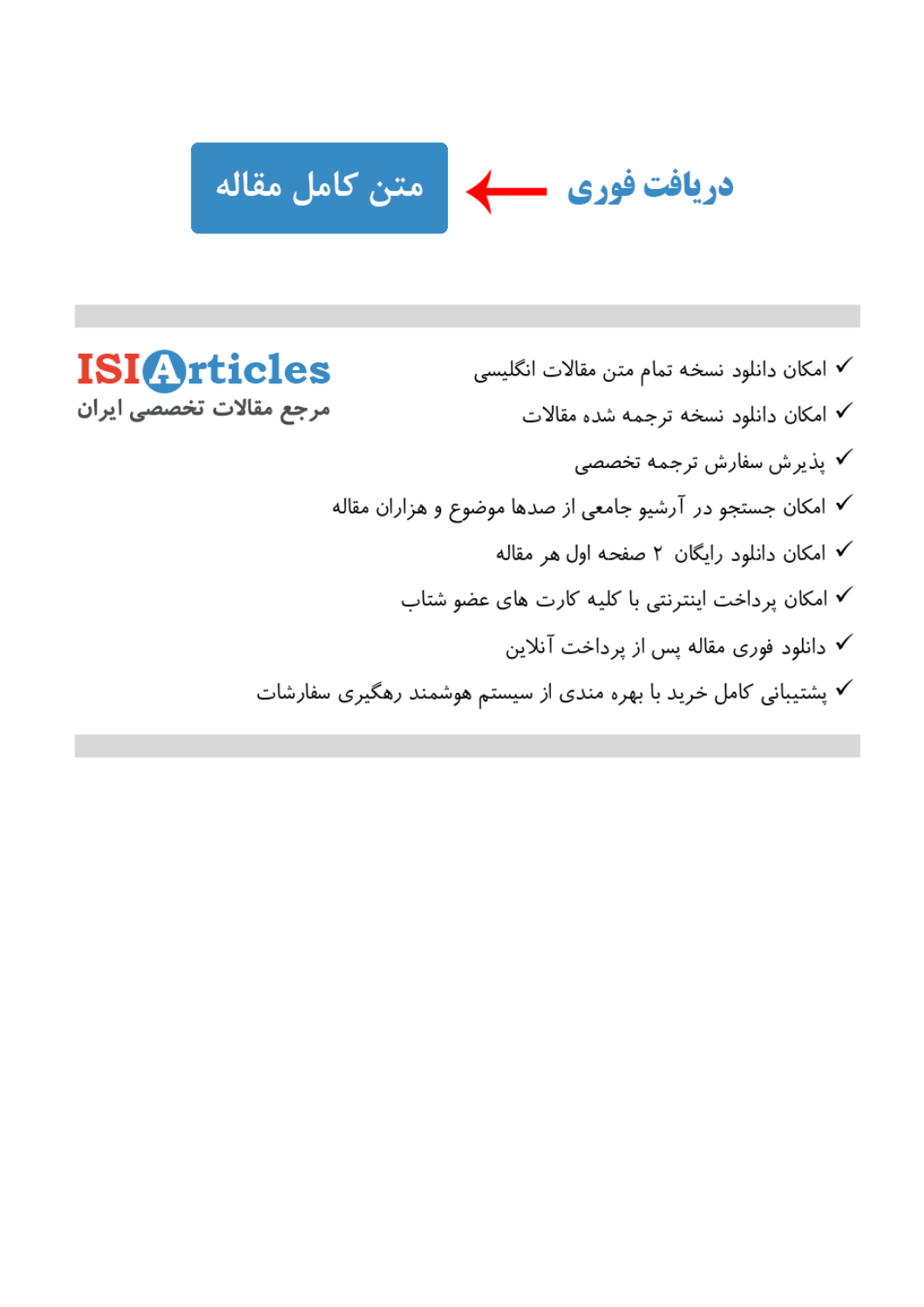دریافت فوری ← متن کامل مقاله

**ISIArticles**
مرجع مقالات تخصصی ایران

- ✓ امکان دانلود نسخه تمام متن مقالات انگلیسی
- ✓ امکان دانلود نسخه ترجمه شده مقالات
- ✓ پذیرش سفارش ترجمه تخصصی
- ✓ امکان جستجو در آرشیو جامعی از صدها موضوع و هزاران مقاله
- ✓ امکان دانلود رایگان ۲ صفحه اول هر مقاله
- ✓ امکان پرداخت اینترنتی با کلیه کارت های عضو شتاب
- ✓ دانلود فوری مقاله پس از پرداخت آنلاین
- ✓ پشتیبانی کامل خرید با بهره مندی از سیستم هوشمند رهگیری سفارشات